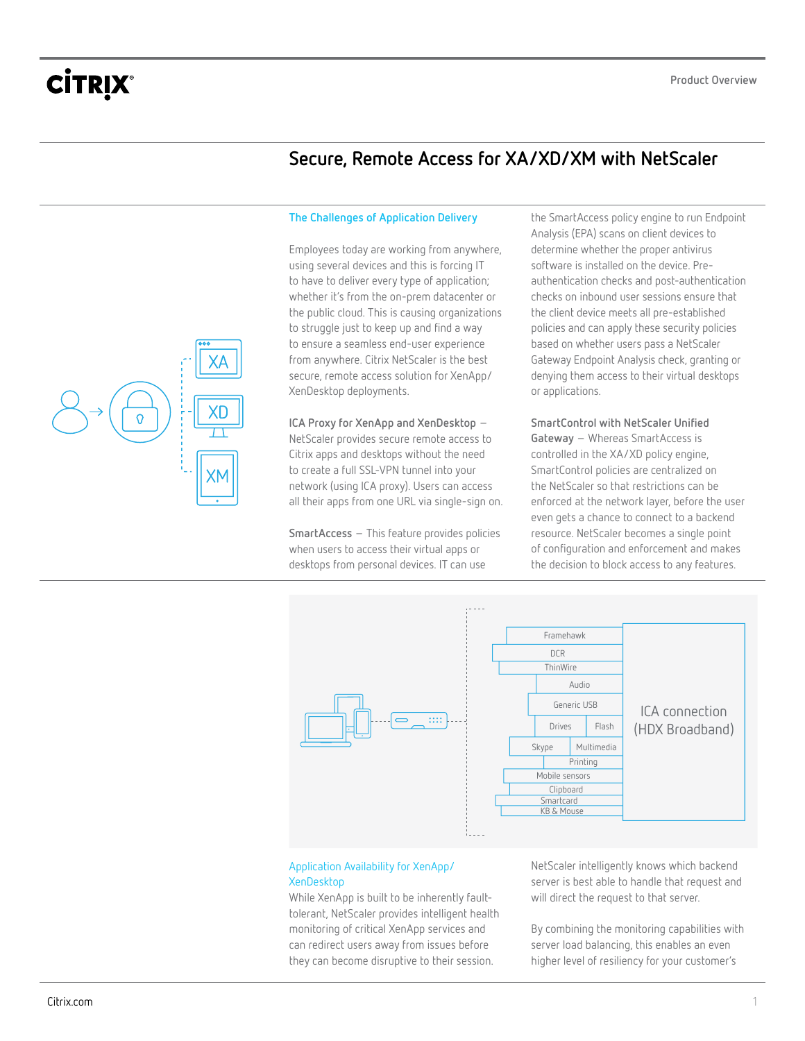# Secure, Remote Access for XA/XD/XM with NetScaler

## The Challenges of Application Delivery

Employees today are working from anywhere, using several devices and this is forcing IT to have to deliver every type of application; whether it's from the on-prem datacenter or the public cloud. This is causing organizations to struggle just to keep up and find a way to ensure a seamless end-user experience from anywhere. Citrix NetScaler is the best secure, remote access solution for XenApp/XenDesktop deployments.

**ICA Proxy for XenApp and XenDesktop** – NetScaler provides secure remote access to Citrix apps and desktops without the need to create a full SSL-VPN tunnel into your network (using ICA proxy). Users can access all their apps from one URL via single-sign on.

**SmartAccess** – This feature provides policies when users to access their virtual apps or desktops from personal devices. IT can use the SmartAccess policy engine to run Endpoint Analysis (EPA) scans on client devices to determine whether the proper antivirus software is installed on the device. Pre-authentication checks and post-authentication checks on inbound user sessions ensure that the client device meets all pre-established policies and can apply these security policies based on whether users pass a NetScaler Gateway Endpoint Analysis check, granting or denying them access to their virtual desktops or applications.

**SmartControl with NetScaler Unified Gateway** – Whereas SmartAccess is controlled in the XA/XD policy engine, SmartControl policies are centralized on the NetScaler so that restrictions can be enforced at the network layer, before the user even gets a chance to connect to a backend resource. NetScaler becomes a single point of configuration and enforcement and makes the decision to block access to any features.

## Application Availability for XenApp/XenDesktop

While XenApp is built to be inherently fault-tolerant, NetScaler provides intelligent health monitoring of critical XenApp services and can redirect users away from issues before they can become disruptive to their session. NetScaler intelligently knows which backend server is best able to handle that request and will direct the request to that server.

By combining the monitoring capabilities with server load balancing, this enables an even higher level of resiliency for your customer's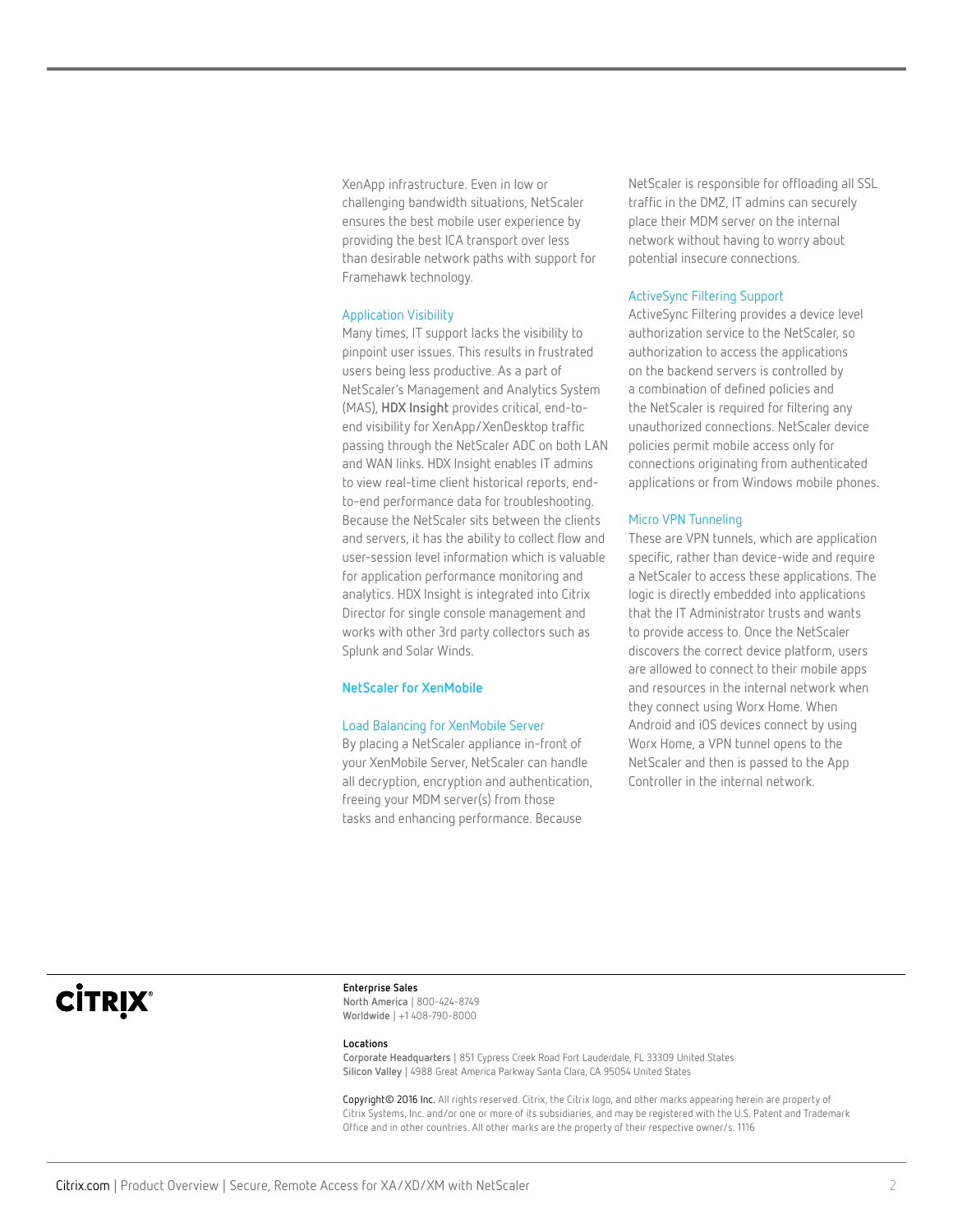XenApp infrastructure. Even in low or challenging bandwidth situations, NetScaler ensures the best mobile user experience by providing the best ICA transport over less than desirable network paths with support for Framehawk technology.

### Application Visibility

Many times, IT support lacks the visibility to pinpoint user issues. This results in frustrated users being less productive. As a part of NetScaler's Management and Analytics System (MAS), **HDX Insight** provides critical, end-to-end visibility for XenApp/XenDesktop traffic passing through the NetScaler ADC on both LAN and WAN links. HDX Insight enables IT admins to view real-time client historical reports, end-to-end performance data for troubleshooting. Because the NetScaler sits between the clients and servers, it has the ability to collect flow and user-session level information which is valuable for application performance monitoring and analytics. HDX Insight is integrated into Citrix Director for single console management and works with other 3rd party collectors such as Splunk and Solar Winds.

## NetScaler for XenMobile

### Load Balancing for XenMobile Server

By placing a NetScaler appliance in-front of your XenMobile Server, NetScaler can handle all decryption, encryption and authentication, freeing your MDM server(s) from those tasks and enhancing performance. Because NetScaler is responsible for offloading all SSL traffic in the DMZ, IT admins can securely place their MDM server on the internal network without having to worry about potential insecure connections.

### ActiveSync Filtering Support

ActiveSync Filtering provides a device level authorization service to the NetScaler, so authorization to access the applications on the backend servers is controlled by a combination of defined policies and the NetScaler is required for filtering any unauthorized connections. NetScaler device policies permit mobile access only for connections originating from authenticated applications or from Windows mobile phones.

### Micro VPN Tunneling

These are VPN tunnels, which are application specific, rather than device-wide and require a NetScaler to access these applications. The logic is directly embedded into applications that the IT Administrator trusts and wants to provide access to. Once the NetScaler discovers the correct device platform, users are allowed to connect to their mobile apps and resources in the internal network when they connect using Worx Home. When Android and iOS devices connect by using Worx Home, a VPN tunnel opens to the NetScaler and then is passed to the App Controller in the internal network.

CITRIX®

**Enterprise Sales**
**North America** | 800-424-8749
**Worldwide** | +1 408-790-8000

**Locations**
**Corporate Headquarters** | 851 Cypress Creek Road Fort Lauderdale, FL 33309 United States
**Silicon Valley** | 4988 Great America Parkway Santa Clara, CA 95054 United States

Copyright© 2016 Inc. All rights reserved. Citrix, the Citrix logo, and other marks appearing herein are property of Citrix Systems, Inc. and/or one or more of its subsidiaries, and may be registered with the U.S. Patent and Trademark Office and in other countries. All other marks are the property of their respective owner/s. 1116